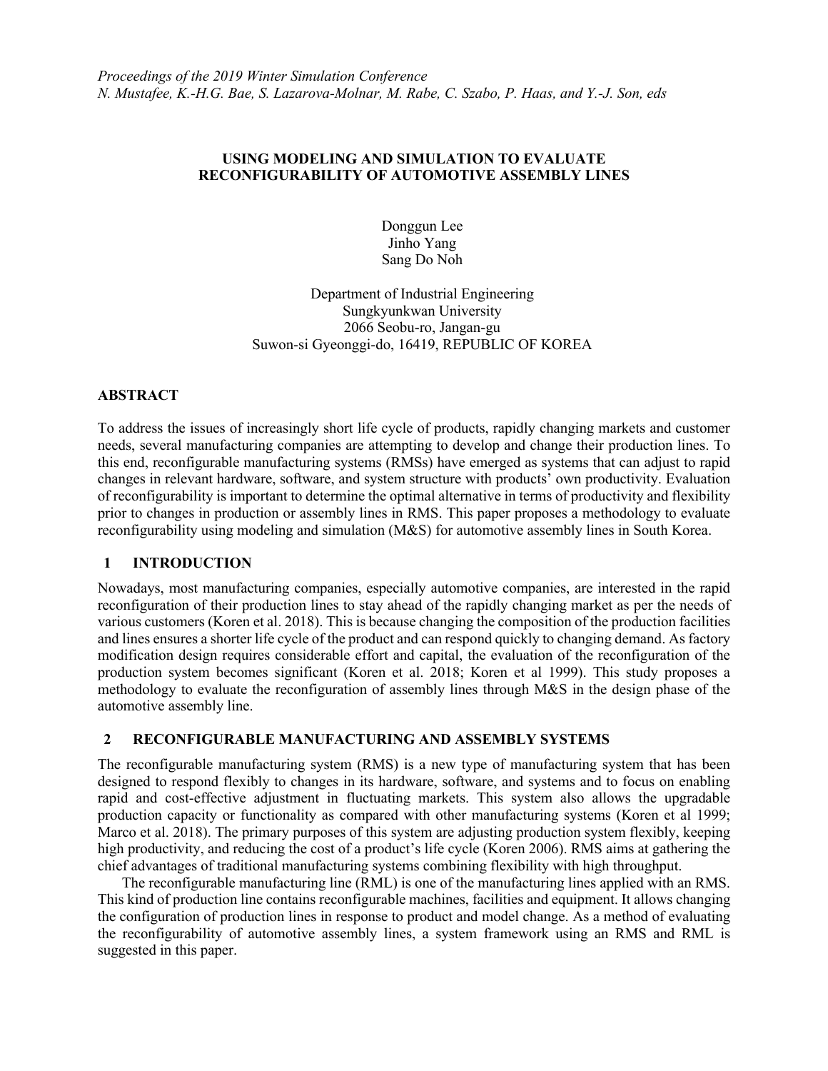*Proceedings of the 2019 Winter Simulation Conference*
*N. Mustafee, K.-H.G. Bae, S. Lazarova-Molnar, M. Rabe, C. Szabo, P. Haas, and Y.-J. Son, eds*

# USING MODELING AND SIMULATION TO EVALUATE RECONFIGURABILITY OF AUTOMOTIVE ASSEMBLY LINES

Donggun Lee
Jinho Yang
Sang Do Noh

Department of Industrial Engineering
Sungkyunkwan University
2066 Seobu-ro, Jangan-gu
Suwon-si Gyeonggi-do, 16419, REPUBLIC OF KOREA

## ABSTRACT

To address the issues of increasingly short life cycle of products, rapidly changing markets and customer needs, several manufacturing companies are attempting to develop and change their production lines. To this end, reconfigurable manufacturing systems (RMSs) have emerged as systems that can adjust to rapid changes in relevant hardware, software, and system structure with products' own productivity. Evaluation of reconfigurability is important to determine the optimal alternative in terms of productivity and flexibility prior to changes in production or assembly lines in RMS. This paper proposes a methodology to evaluate reconfigurability using modeling and simulation (M&S) for automotive assembly lines in South Korea.

## 1 INTRODUCTION

Nowadays, most manufacturing companies, especially automotive companies, are interested in the rapid reconfiguration of their production lines to stay ahead of the rapidly changing market as per the needs of various customers (Koren et al. 2018). This is because changing the composition of the production facilities and lines ensures a shorter life cycle of the product and can respond quickly to changing demand. As factory modification design requires considerable effort and capital, the evaluation of the reconfiguration of the production system becomes significant (Koren et al. 2018; Koren et al 1999). This study proposes a methodology to evaluate the reconfiguration of assembly lines through M&S in the design phase of the automotive assembly line.

## 2 RECONFIGURABLE MANUFACTURING AND ASSEMBLY SYSTEMS

The reconfigurable manufacturing system (RMS) is a new type of manufacturing system that has been designed to respond flexibly to changes in its hardware, software, and systems and to focus on enabling rapid and cost-effective adjustment in fluctuating markets. This system also allows the upgradable production capacity or functionality as compared with other manufacturing systems (Koren et al 1999; Marco et al. 2018). The primary purposes of this system are adjusting production system flexibly, keeping high productivity, and reducing the cost of a product's life cycle (Koren 2006). RMS aims at gathering the chief advantages of traditional manufacturing systems combining flexibility with high throughput.

The reconfigurable manufacturing line (RML) is one of the manufacturing lines applied with an RMS. This kind of production line contains reconfigurable machines, facilities and equipment. It allows changing the configuration of production lines in response to product and model change. As a method of evaluating the reconfigurability of automotive assembly lines, a system framework using an RMS and RML is suggested in this paper.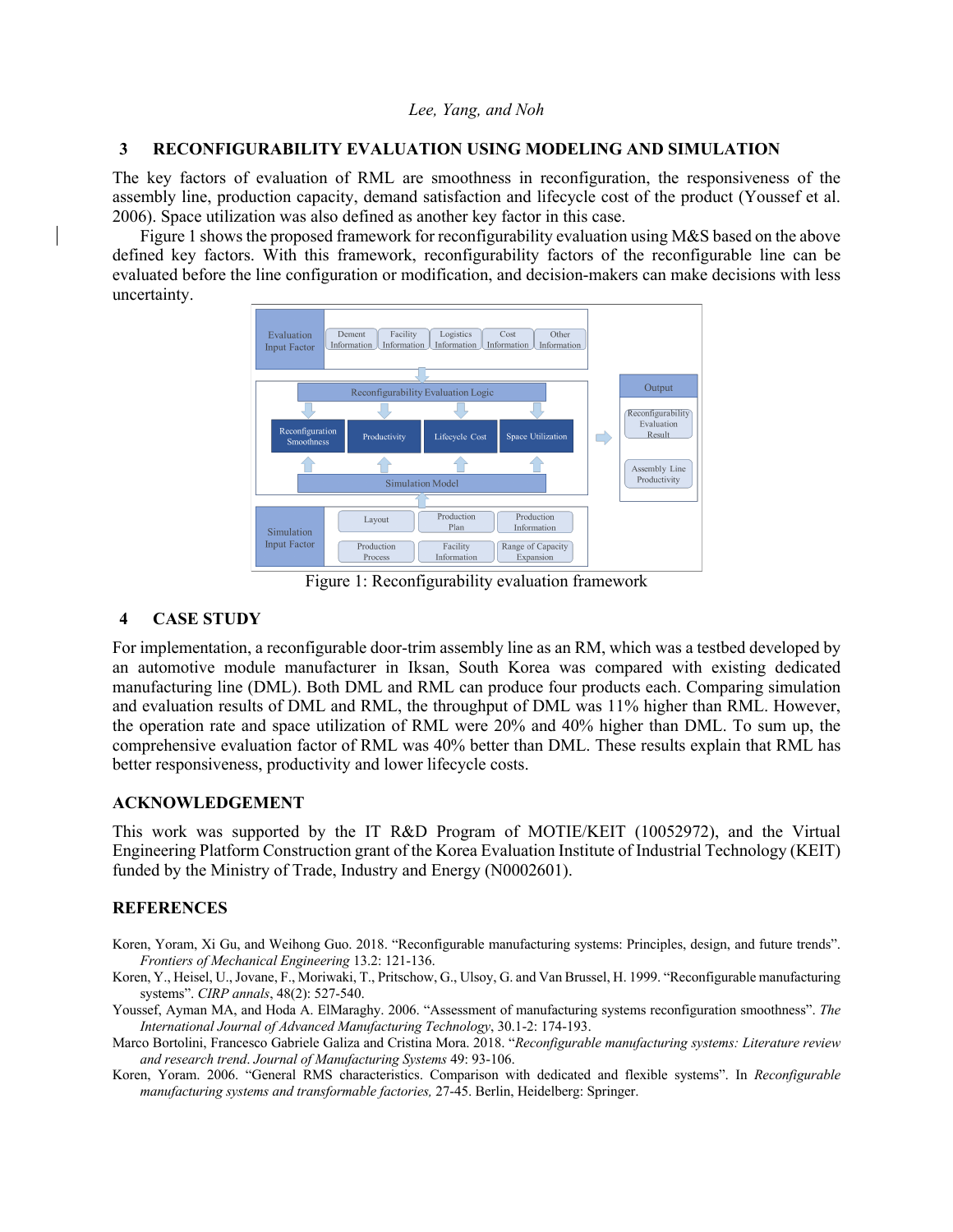## 3 RECONFIGURABILITY EVALUATION USING MODELING AND SIMULATION

The key factors of evaluation of RML are smoothness in reconfiguration, the responsiveness of the assembly line, production capacity, demand satisfaction and lifecycle cost of the product (Youssef et al. 2006). Space utilization was also defined as another key factor in this case.

Figure 1 shows the proposed framework for reconfigurability evaluation using M&S based on the above defined key factors. With this framework, reconfigurability factors of the reconfigurable line can be evaluated before the line configuration or modification, and decision-makers can make decisions with less uncertainty.

Evaluation Input Factor
Dement Information
Facility Information
Logistics Information
Cost Information
Other Information

Reconfigurability Evaluation Logic
Reconfiguration Smoothness
Productivity
Lifecycle Cost
Space Utilization
Simulation Model

Output
Reconfigurability Evaluation Result
Assembly Line Productivity

Simulation Input Factor
Layout
Production Plan
Production Information
Production Process
Facility Information
Range of Capacity Expansion

Figure 1: Reconfigurability evaluation framework

## 4 CASE STUDY

For implementation, a reconfigurable door-trim assembly line as an RM, which was a testbed developed by an automotive module manufacturer in Iksan, South Korea was compared with existing dedicated manufacturing line (DML). Both DML and RML can produce four products each. Comparing simulation and evaluation results of DML and RML, the throughput of DML was 11% higher than RML. However, the operation rate and space utilization of RML were 20% and 40% higher than DML. To sum up, the comprehensive evaluation factor of RML was 40% better than DML. These results explain that RML has better responsiveness, productivity and lower lifecycle costs.

## ACKNOWLEDGEMENT

This work was supported by the IT R&D Program of MOTIE/KEIT (10052972), and the Virtual Engineering Platform Construction grant of the Korea Evaluation Institute of Industrial Technology (KEIT) funded by the Ministry of Trade, Industry and Energy (N0002601).

## REFERENCES

Koren, Yoram, Xi Gu, and Weihong Guo. 2018. "Reconfigurable manufacturing systems: Principles, design, and future trends". *Frontiers of Mechanical Engineering* 13.2: 121-136.

Koren, Y., Heisel, U., Jovane, F., Moriwaki, T., Pritschow, G., Ulsoy, G. and Van Brussel, H. 1999. "Reconfigurable manufacturing systems". *CIRP annals*, 48(2): 527-540.

Youssef, Ayman MA, and Hoda A. ElMaraghy. 2006. "Assessment of manufacturing systems reconfiguration smoothness". *The International Journal of Advanced Manufacturing Technology*, 30.1-2: 174-193.

Marco Bortolini, Francesco Gabriele Galiza and Cristina Mora. 2018. "*Reconfigurable manufacturing systems: Literature review and research trend*. *Journal of Manufacturing Systems* 49: 93-106.

Koren, Yoram. 2006. "General RMS characteristics. Comparison with dedicated and flexible systems". In *Reconfigurable manufacturing systems and transformable factories,* 27-45. Berlin, Heidelberg: Springer.